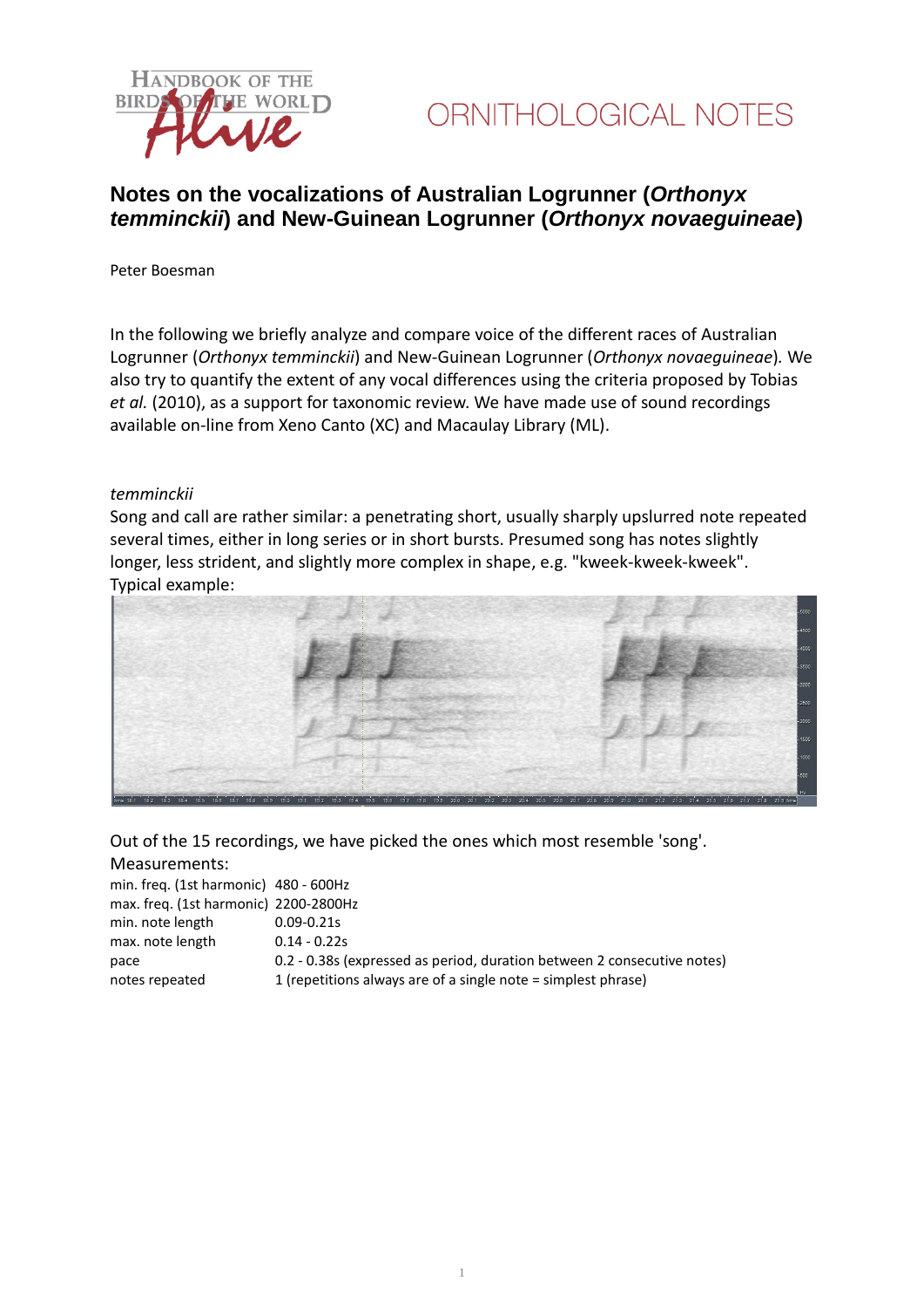HANDBOOK OF THE BIRDS OF THE WORLD *Alive*

ORNITHOLOGICAL NOTES

# Notes on the vocalizations of Australian Logrunner (*Orthonyx temminckii*) and New-Guinean Logrunner (*Orthonyx novaeguineae*)

Peter Boesman

In the following we briefly analyze and compare voice of the different races of Australian Logrunner (*Orthonyx temminckii*) and New-Guinean Logrunner (*Orthonyx novaeguineae*). We also try to quantify the extent of any vocal differences using the criteria proposed by Tobias *et al.* (2010), as a support for taxonomic review. We have made use of sound recordings available on-line from Xeno Canto (XC) and Macaulay Library (ML).

*temminckii*

Song and call are rather similar: a penetrating short, usually sharply upslurred note repeated several times, either in long series or in short bursts. Presumed song has notes slightly longer, less strident, and slightly more complex in shape, e.g. "kweek-kweek-kweek". Typical example:

Out of the 15 recordings, we have picked the ones which most resemble 'song'.

Measurements:

| | |
|---|---|
| min. freq. (1st harmonic) | 480 - 600Hz |
| max. freq. (1st harmonic) | 2200-2800Hz |
| min. note length | 0.09-0.21s |
| max. note length | 0.14 - 0.22s |
| pace | 0.2 - 0.38s (expressed as period, duration between 2 consecutive notes) |
| notes repeated | 1 (repetitions always are of a single note = simplest phrase) |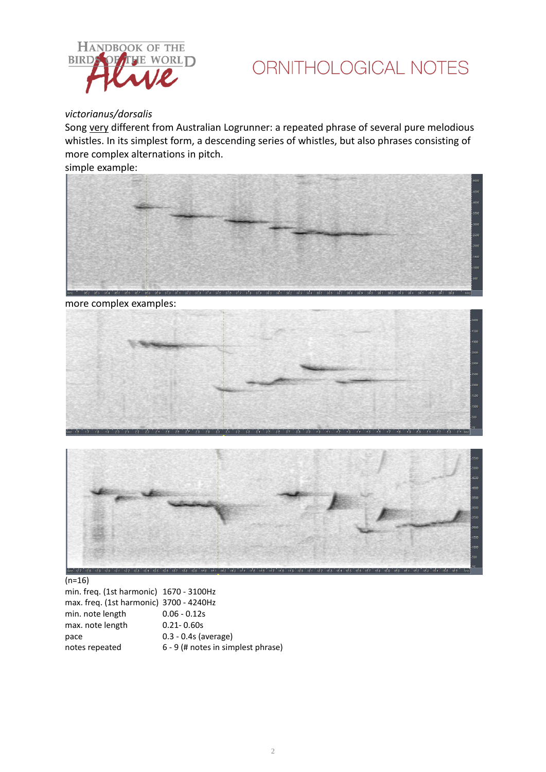*victorianus/dorsalis*

Song very different from Australian Logrunner: a repeated phrase of several pure melodious whistles. In its simplest form, a descending series of whistles, but also phrases consisting of more complex alternations in pitch.

simple example:

more complex examples:

(n=16)

| | |
|---|---|
| min. freq. (1st harmonic) | 1670 - 3100Hz |
| max. freq. (1st harmonic) | 3700 - 4240Hz |
| min. note length | 0.06 - 0.12s |
| max. note length | 0.21- 0.60s |
| pace | 0.3 - 0.4s (average) |
| notes repeated | 6 - 9 (# notes in simplest phrase) |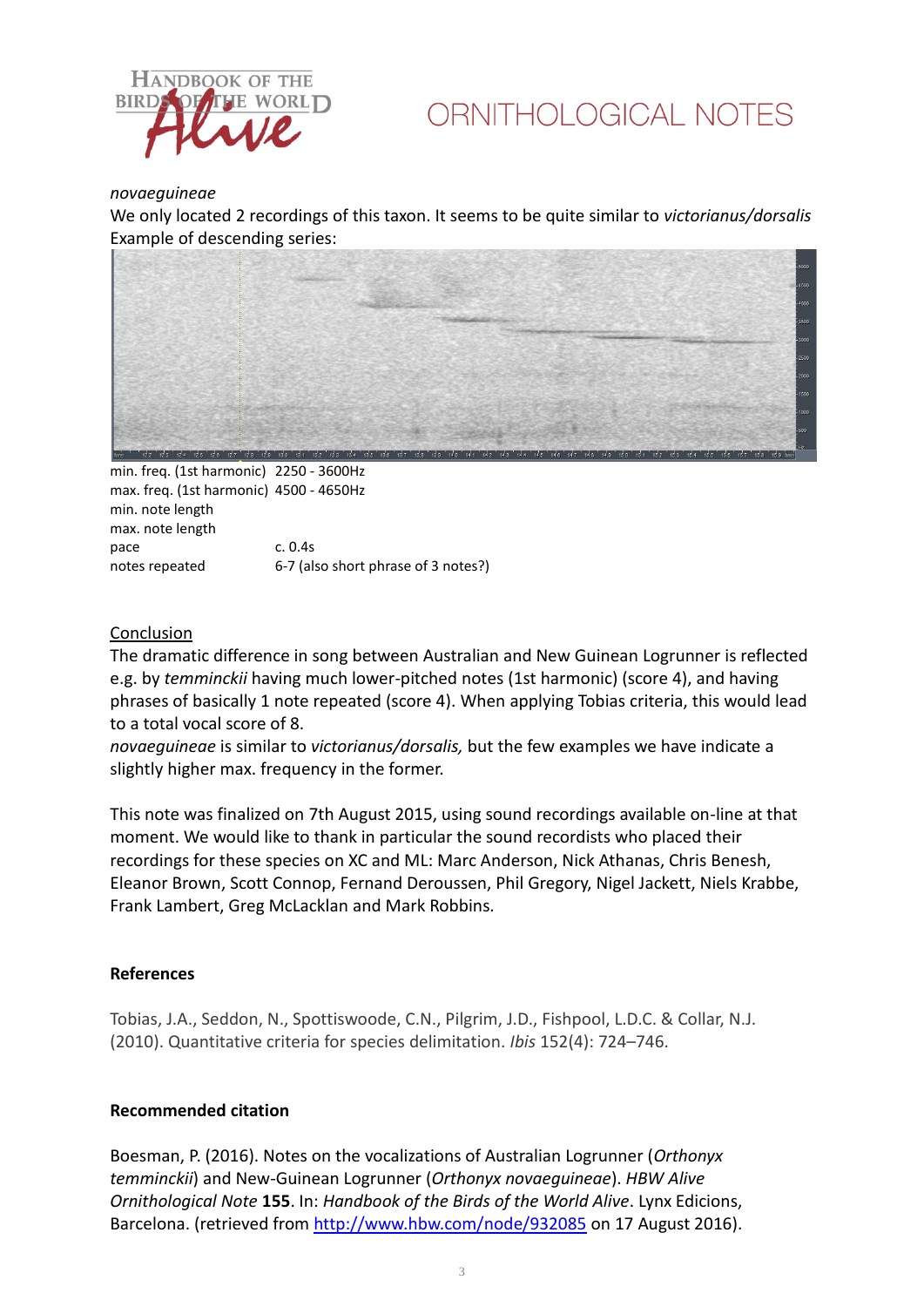*novaeguineae*

We only located 2 recordings of this taxon. It seems to be quite similar to *victorianus/dorsalis*

Example of descending series:

| | |
|---|---|
| min. freq. (1st harmonic) | 2250 - 3600Hz |
| max. freq. (1st harmonic) | 4500 - 4650Hz |
| min. note length | |
| max. note length | |
| pace | c. 0.4s |
| notes repeated | 6-7 (also short phrase of 3 notes?) |

<u>Conclusion</u>

The dramatic difference in song between Australian and New Guinean Logrunner is reflected e.g. by *temminckii* having much lower-pitched notes (1st harmonic) (score 4), and having phrases of basically 1 note repeated (score 4). When applying Tobias criteria, this would lead to a total vocal score of 8.

*novaeguineae* is similar to *victorianus/dorsalis,* but the few examples we have indicate a slightly higher max. frequency in the former.

This note was finalized on 7th August 2015, using sound recordings available on-line at that moment. We would like to thank in particular the sound recordists who placed their recordings for these species on XC and ML: Marc Anderson, Nick Athanas, Chris Benesh, Eleanor Brown, Scott Connop, Fernand Deroussen, Phil Gregory, Nigel Jackett, Niels Krabbe, Frank Lambert, Greg McLacklan and Mark Robbins.

**References**

Tobias, J.A., Seddon, N., Spottiswoode, C.N., Pilgrim, J.D., Fishpool, L.D.C. & Collar, N.J. (2010). Quantitative criteria for species delimitation. *Ibis* 152(4): 724–746.

**Recommended citation**

Boesman, P. (2016). Notes on the vocalizations of Australian Logrunner (*Orthonyx temminckii*) and New-Guinean Logrunner (*Orthonyx novaeguineae*). *HBW Alive Ornithological Note* **155**. In: *Handbook of the Birds of the World Alive*. Lynx Edicions, Barcelona. (retrieved from http://www.hbw.com/node/932085 on 17 August 2016).